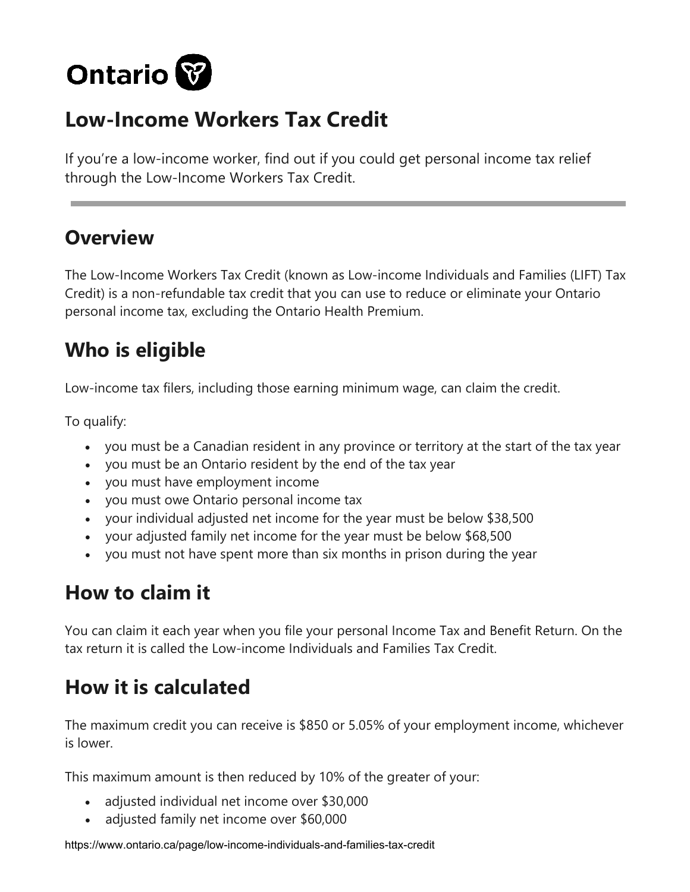Ontario

# Low-Income Workers Tax Credit

If you're a low-income worker, find out if you could get personal income tax relief through the Low-Income Workers Tax Credit.

---

## Overview

The Low-Income Workers Tax Credit (known as Low-income Individuals and Families (LIFT) Tax Credit) is a non-refundable tax credit that you can use to reduce or eliminate your Ontario personal income tax, excluding the Ontario Health Premium.

## Who is eligible

Low-income tax filers, including those earning minimum wage, can claim the credit.

To qualify:

- you must be a Canadian resident in any province or territory at the start of the tax year
- you must be an Ontario resident by the end of the tax year
- you must have employment income
- you must owe Ontario personal income tax
- your individual adjusted net income for the year must be below $38,500
- your adjusted family net income for the year must be below $68,500
- you must not have spent more than six months in prison during the year

## How to claim it

You can claim it each year when you file your personal Income Tax and Benefit Return. On the tax return it is called the Low-income Individuals and Families Tax Credit.

## How it is calculated

The maximum credit you can receive is $850 or 5.05% of your employment income, whichever is lower.

This maximum amount is then reduced by 10% of the greater of your:

- adjusted individual net income over $30,000
- adjusted family net income over $60,000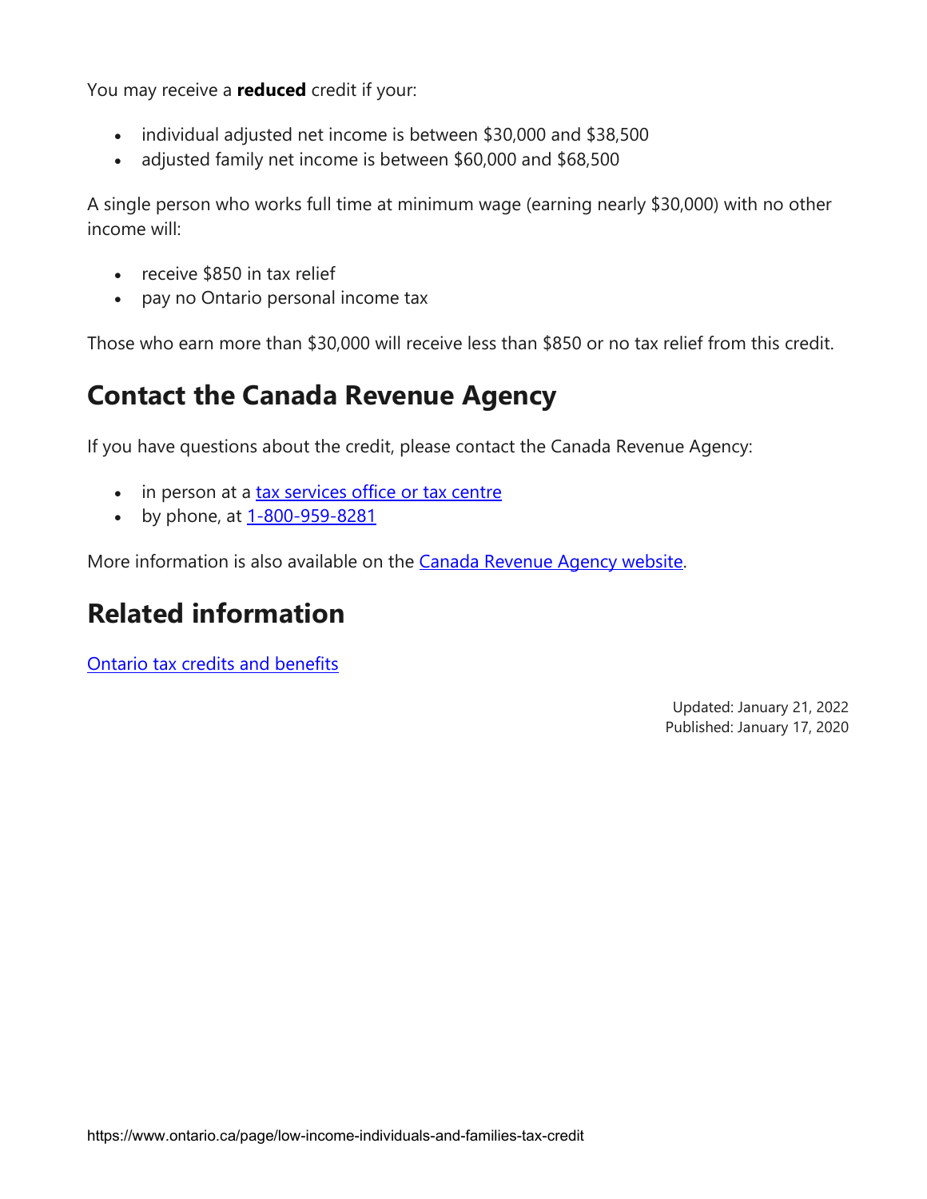You may receive a **reduced** credit if your:

- individual adjusted net income is between $30,000 and $38,500
- adjusted family net income is between $60,000 and $68,500

A single person who works full time at minimum wage (earning nearly $30,000) with no other income will:

- receive $850 in tax relief
- pay no Ontario personal income tax

Those who earn more than $30,000 will receive less than $850 or no tax relief from this credit.

## Contact the Canada Revenue Agency

If you have questions about the credit, please contact the Canada Revenue Agency:

- in person at a tax services office or tax centre
- by phone, at 1-800-959-8281

More information is also available on the Canada Revenue Agency website.

## Related information

Ontario tax credits and benefits

Updated: January 21, 2022
Published: January 17, 2020